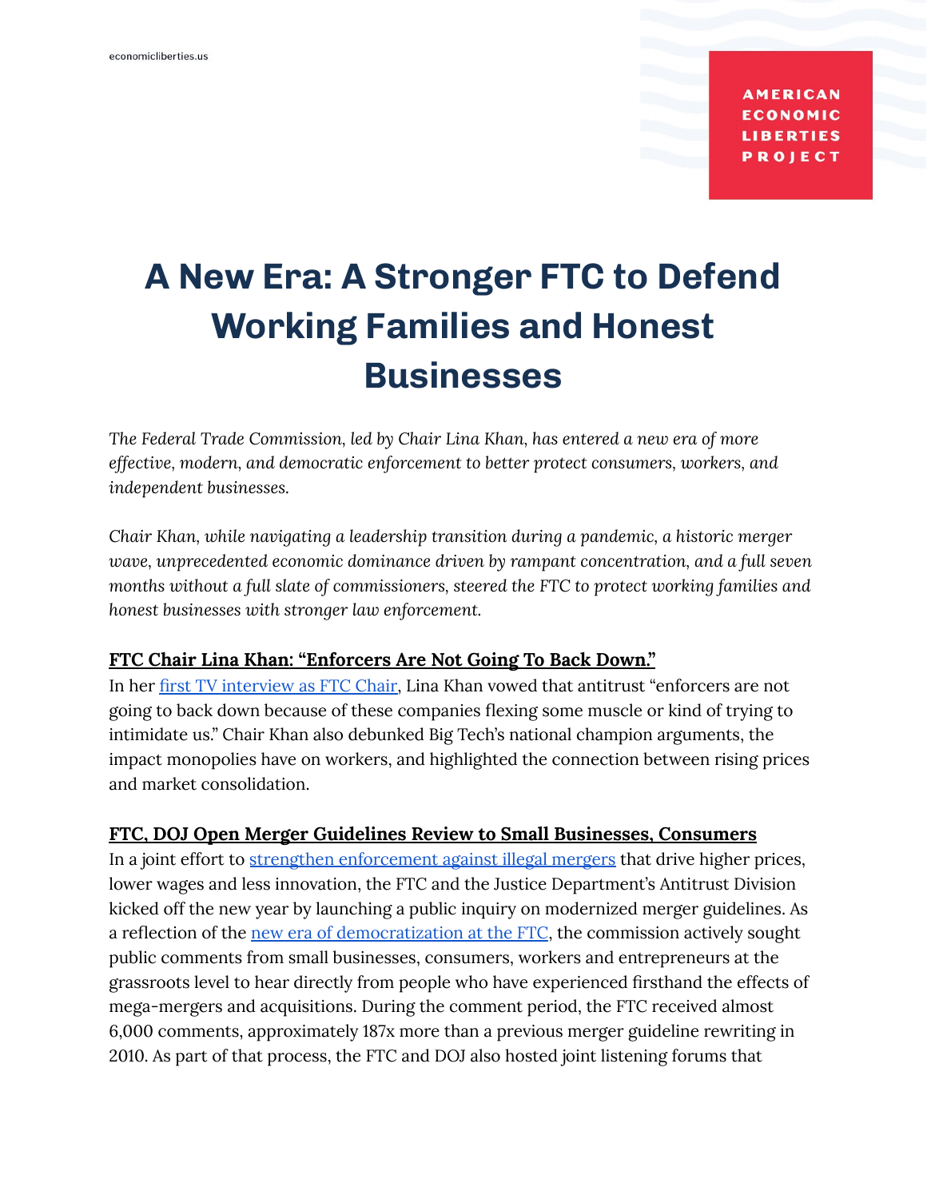economicliberties.us

AMERICAN ECONOMIC LIBERTIES PROJECT

# A New Era: A Stronger FTC to Defend Working Families and Honest Businesses

*The Federal Trade Commission, led by Chair Lina Khan, has entered a new era of more effective, modern, and democratic enforcement to better protect consumers, workers, and independent businesses.*

*Chair Khan, while navigating a leadership transition during a pandemic, a historic merger wave, unprecedented economic dominance driven by rampant concentration, and a full seven months without a full slate of commissioners, steered the FTC to protect working families and honest businesses with stronger law enforcement.*

## FTC Chair Lina Khan: "Enforcers Are Not Going To Back Down."

In her first TV interview as FTC Chair, Lina Khan vowed that antitrust "enforcers are not going to back down because of these companies flexing some muscle or kind of trying to intimidate us." Chair Khan also debunked Big Tech's national champion arguments, the impact monopolies have on workers, and highlighted the connection between rising prices and market consolidation.

## FTC, DOJ Open Merger Guidelines Review to Small Businesses, Consumers

In a joint effort to strengthen enforcement against illegal mergers that drive higher prices, lower wages and less innovation, the FTC and the Justice Department's Antitrust Division kicked off the new year by launching a public inquiry on modernized merger guidelines. As a reflection of the new era of democratization at the FTC, the commission actively sought public comments from small businesses, consumers, workers and entrepreneurs at the grassroots level to hear directly from people who have experienced firsthand the effects of mega-mergers and acquisitions. During the comment period, the FTC received almost 6,000 comments, approximately 187x more than a previous merger guideline rewriting in 2010. As part of that process, the FTC and DOJ also hosted joint listening forums that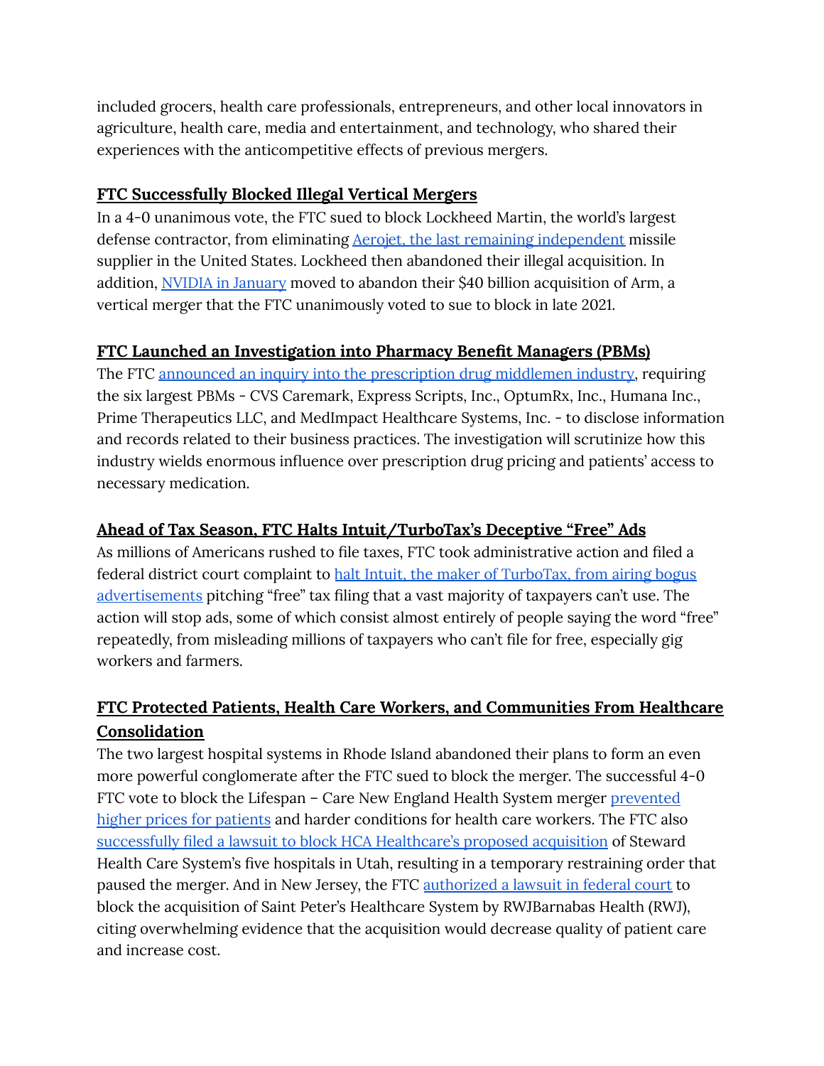included grocers, health care professionals, entrepreneurs, and other local innovators in agriculture, health care, media and entertainment, and technology, who shared their experiences with the anticompetitive effects of previous mergers.

## FTC Successfully Blocked Illegal Vertical Mergers

In a 4-0 unanimous vote, the FTC sued to block Lockheed Martin, the world's largest defense contractor, from eliminating Aerojet, the last remaining independent missile supplier in the United States. Lockheed then abandoned their illegal acquisition. In addition, NVIDIA in January moved to abandon their $40 billion acquisition of Arm, a vertical merger that the FTC unanimously voted to sue to block in late 2021.

## FTC Launched an Investigation into Pharmacy Benefit Managers (PBMs)

The FTC announced an inquiry into the prescription drug middlemen industry, requiring the six largest PBMs - CVS Caremark, Express Scripts, Inc., OptumRx, Inc., Humana Inc., Prime Therapeutics LLC, and MedImpact Healthcare Systems, Inc. - to disclose information and records related to their business practices. The investigation will scrutinize how this industry wields enormous influence over prescription drug pricing and patients' access to necessary medication.

## Ahead of Tax Season, FTC Halts Intuit/TurboTax's Deceptive "Free" Ads

As millions of Americans rushed to file taxes, FTC took administrative action and filed a federal district court complaint to halt Intuit, the maker of TurboTax, from airing bogus advertisements pitching "free" tax filing that a vast majority of taxpayers can't use. The action will stop ads, some of which consist almost entirely of people saying the word "free" repeatedly, from misleading millions of taxpayers who can't file for free, especially gig workers and farmers.

## FTC Protected Patients, Health Care Workers, and Communities From Healthcare Consolidation

The two largest hospital systems in Rhode Island abandoned their plans to form an even more powerful conglomerate after the FTC sued to block the merger. The successful 4-0 FTC vote to block the Lifespan – Care New England Health System merger prevented higher prices for patients and harder conditions for health care workers. The FTC also successfully filed a lawsuit to block HCA Healthcare's proposed acquisition of Steward Health Care System's five hospitals in Utah, resulting in a temporary restraining order that paused the merger. And in New Jersey, the FTC authorized a lawsuit in federal court to block the acquisition of Saint Peter's Healthcare System by RWJBarnabas Health (RWJ), citing overwhelming evidence that the acquisition would decrease quality of patient care and increase cost.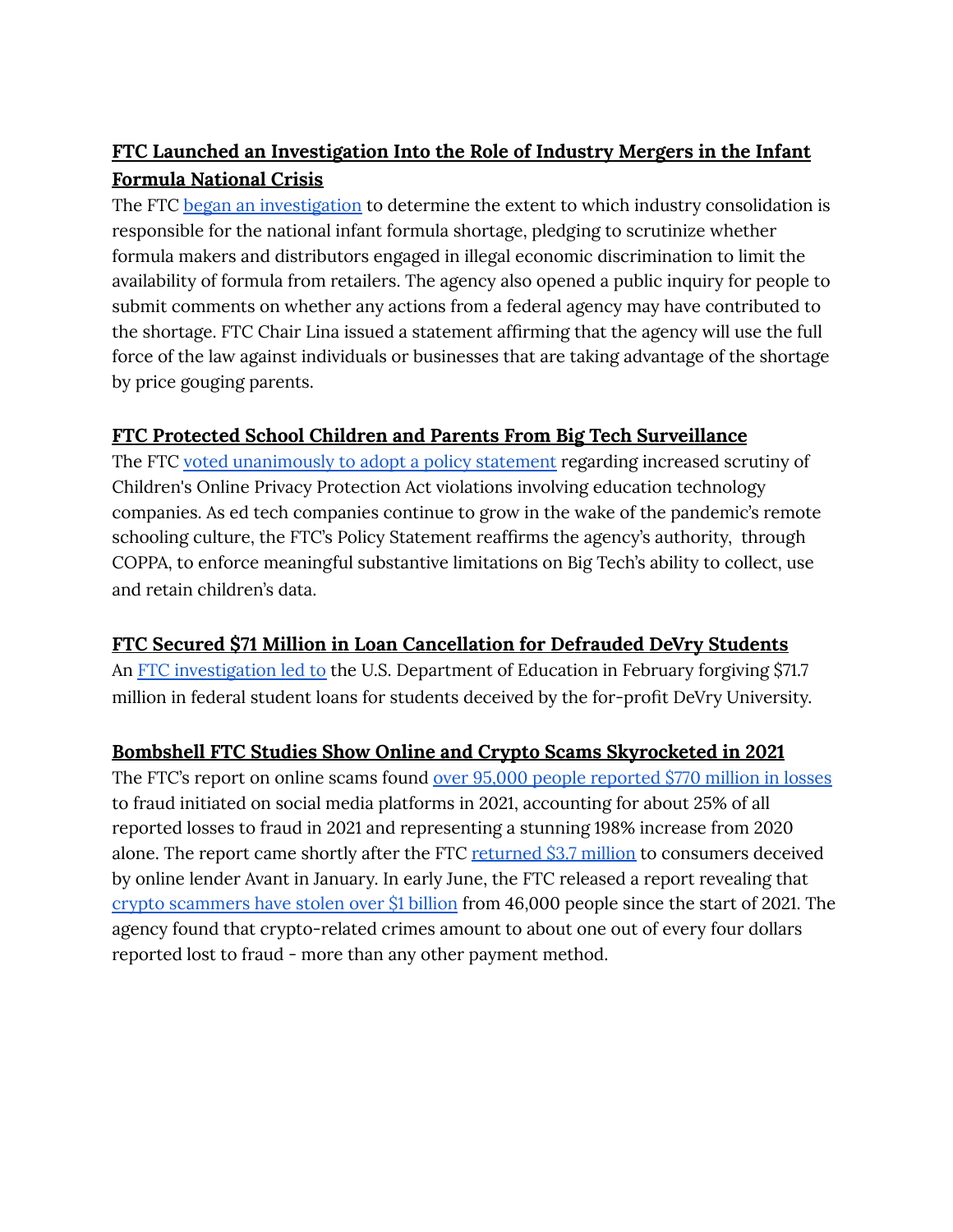### FTC Launched an Investigation Into the Role of Industry Mergers in the Infant Formula National Crisis

The FTC began an investigation to determine the extent to which industry consolidation is responsible for the national infant formula shortage, pledging to scrutinize whether formula makers and distributors engaged in illegal economic discrimination to limit the availability of formula from retailers. The agency also opened a public inquiry for people to submit comments on whether any actions from a federal agency may have contributed to the shortage. FTC Chair Lina issued a statement affirming that the agency will use the full force of the law against individuals or businesses that are taking advantage of the shortage by price gouging parents.

### FTC Protected School Children and Parents From Big Tech Surveillance

The FTC voted unanimously to adopt a policy statement regarding increased scrutiny of Children's Online Privacy Protection Act violations involving education technology companies. As ed tech companies continue to grow in the wake of the pandemic's remote schooling culture, the FTC's Policy Statement reaffirms the agency's authority, through COPPA, to enforce meaningful substantive limitations on Big Tech's ability to collect, use and retain children's data.

### FTC Secured $71 Million in Loan Cancellation for Defrauded DeVry Students

An FTC investigation led to the U.S. Department of Education in February forgiving $71.7 million in federal student loans for students deceived by the for-profit DeVry University.

### Bombshell FTC Studies Show Online and Crypto Scams Skyrocketed in 2021

The FTC's report on online scams found over 95,000 people reported $770 million in losses to fraud initiated on social media platforms in 2021, accounting for about 25% of all reported losses to fraud in 2021 and representing a stunning 198% increase from 2020 alone. The report came shortly after the FTC returned $3.7 million to consumers deceived by online lender Avant in January. In early June, the FTC released a report revealing that crypto scammers have stolen over $1 billion from 46,000 people since the start of 2021. The agency found that crypto-related crimes amount to about one out of every four dollars reported lost to fraud - more than any other payment method.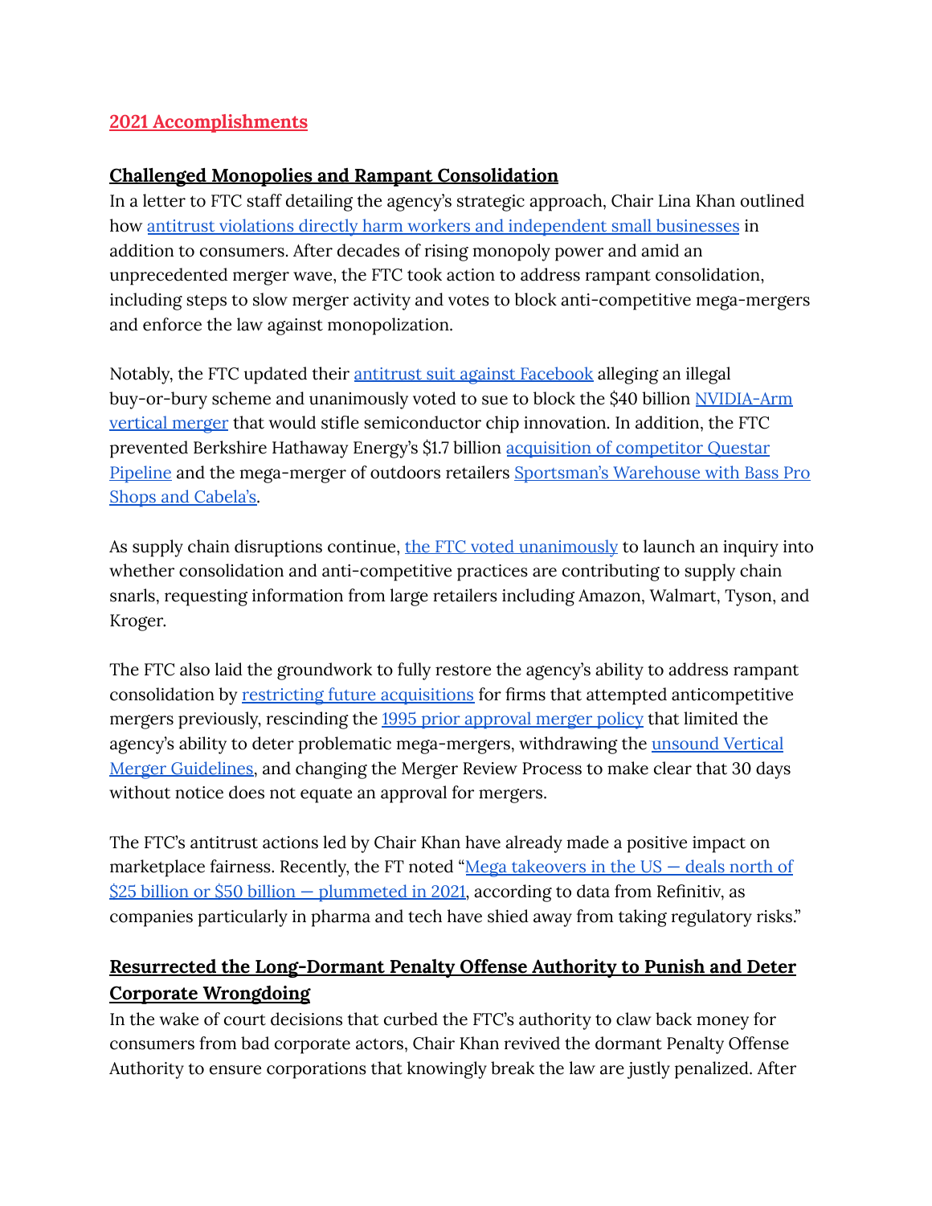## 2021 Accomplishments

### Challenged Monopolies and Rampant Consolidation

In a letter to FTC staff detailing the agency's strategic approach, Chair Lina Khan outlined how antitrust violations directly harm workers and independent small businesses in addition to consumers. After decades of rising monopoly power and amid an unprecedented merger wave, the FTC took action to address rampant consolidation, including steps to slow merger activity and votes to block anti-competitive mega-mergers and enforce the law against monopolization.

Notably, the FTC updated their antitrust suit against Facebook alleging an illegal buy-or-bury scheme and unanimously voted to sue to block the $40 billion NVIDIA-Arm vertical merger that would stifle semiconductor chip innovation. In addition, the FTC prevented Berkshire Hathaway Energy's $1.7 billion acquisition of competitor Questar Pipeline and the mega-merger of outdoors retailers Sportsman's Warehouse with Bass Pro Shops and Cabela's.

As supply chain disruptions continue, the FTC voted unanimously to launch an inquiry into whether consolidation and anti-competitive practices are contributing to supply chain snarls, requesting information from large retailers including Amazon, Walmart, Tyson, and Kroger.

The FTC also laid the groundwork to fully restore the agency's ability to address rampant consolidation by restricting future acquisitions for firms that attempted anticompetitive mergers previously, rescinding the 1995 prior approval merger policy that limited the agency's ability to deter problematic mega-mergers, withdrawing the unsound Vertical Merger Guidelines, and changing the Merger Review Process to make clear that 30 days without notice does not equate an approval for mergers.

The FTC's antitrust actions led by Chair Khan have already made a positive impact on marketplace fairness. Recently, the FT noted "Mega takeovers in the US — deals north of $25 billion or $50 billion — plummeted in 2021, according to data from Refinitiv, as companies particularly in pharma and tech have shied away from taking regulatory risks."

### Resurrected the Long-Dormant Penalty Offense Authority to Punish and Deter Corporate Wrongdoing

In the wake of court decisions that curbed the FTC's authority to claw back money for consumers from bad corporate actors, Chair Khan revived the dormant Penalty Offense Authority to ensure corporations that knowingly break the law are justly penalized. After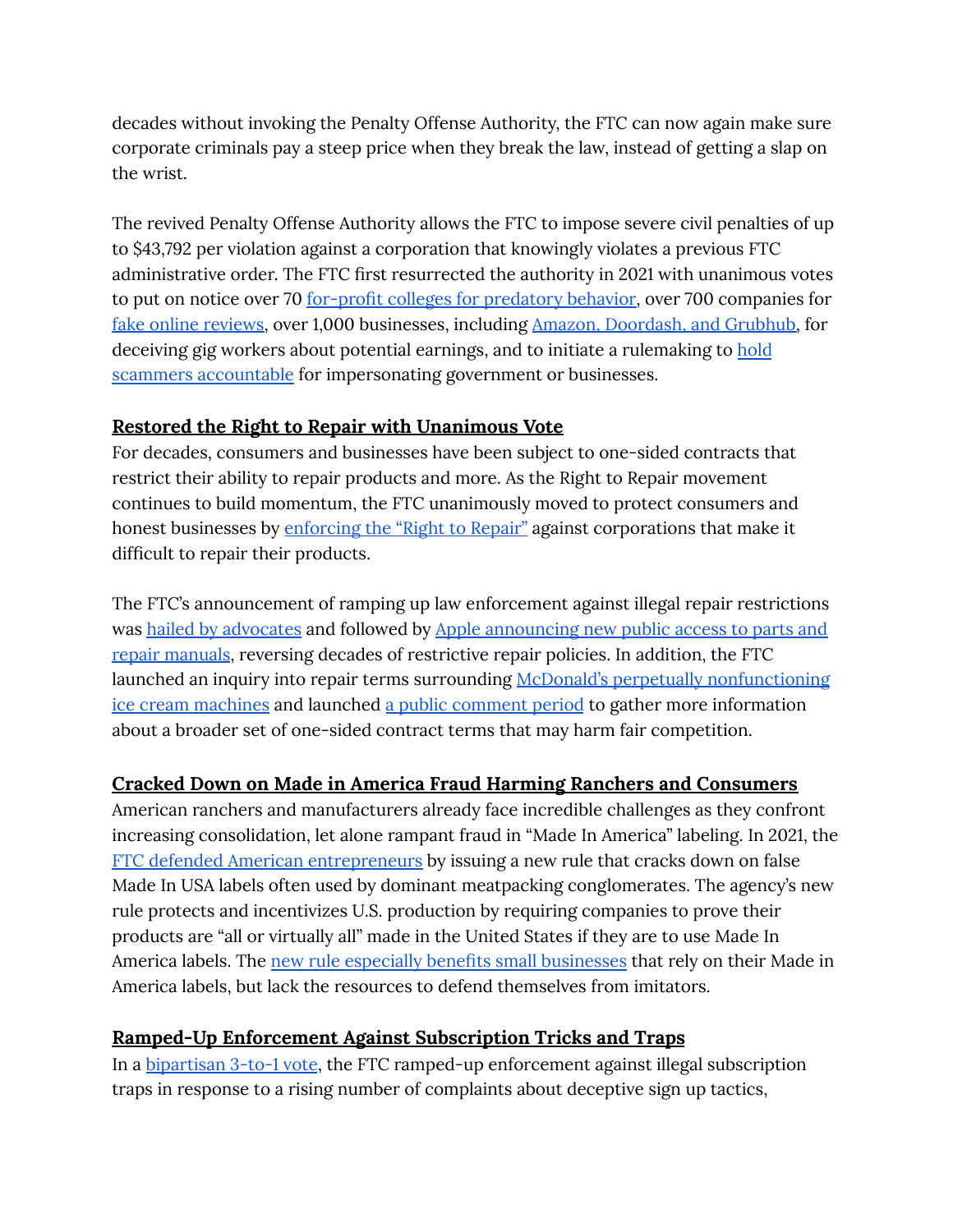decades without invoking the Penalty Offense Authority, the FTC can now again make sure corporate criminals pay a steep price when they break the law, instead of getting a slap on the wrist.

The revived Penalty Offense Authority allows the FTC to impose severe civil penalties of up to $43,792 per violation against a corporation that knowingly violates a previous FTC administrative order. The FTC first resurrected the authority in 2021 with unanimous votes to put on notice over 70 for-profit colleges for predatory behavior, over 700 companies for fake online reviews, over 1,000 businesses, including Amazon, Doordash, and Grubhub, for deceiving gig workers about potential earnings, and to initiate a rulemaking to hold scammers accountable for impersonating government or businesses.

## Restored the Right to Repair with Unanimous Vote

For decades, consumers and businesses have been subject to one-sided contracts that restrict their ability to repair products and more. As the Right to Repair movement continues to build momentum, the FTC unanimously moved to protect consumers and honest businesses by enforcing the "Right to Repair" against corporations that make it difficult to repair their products.

The FTC's announcement of ramping up law enforcement against illegal repair restrictions was hailed by advocates and followed by Apple announcing new public access to parts and repair manuals, reversing decades of restrictive repair policies. In addition, the FTC launched an inquiry into repair terms surrounding McDonald's perpetually nonfunctioning ice cream machines and launched a public comment period to gather more information about a broader set of one-sided contract terms that may harm fair competition.

## Cracked Down on Made in America Fraud Harming Ranchers and Consumers

American ranchers and manufacturers already face incredible challenges as they confront increasing consolidation, let alone rampant fraud in "Made In America" labeling. In 2021, the FTC defended American entrepreneurs by issuing a new rule that cracks down on false Made In USA labels often used by dominant meatpacking conglomerates. The agency's new rule protects and incentivizes U.S. production by requiring companies to prove their products are "all or virtually all" made in the United States if they are to use Made In America labels. The new rule especially benefits small businesses that rely on their Made in America labels, but lack the resources to defend themselves from imitators.

## Ramped-Up Enforcement Against Subscription Tricks and Traps

In a bipartisan 3-to-1 vote, the FTC ramped-up enforcement against illegal subscription traps in response to a rising number of complaints about deceptive sign up tactics,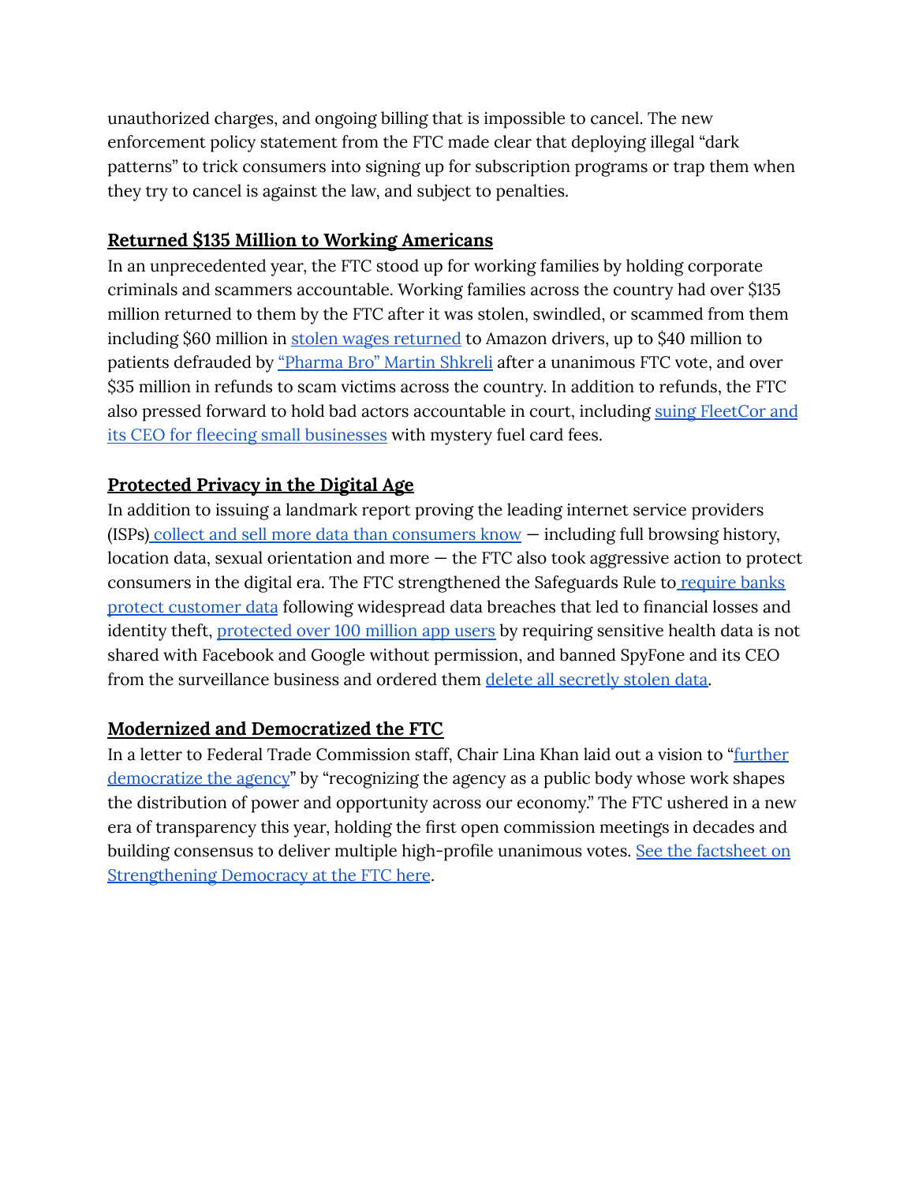unauthorized charges, and ongoing billing that is impossible to cancel. The new enforcement policy statement from the FTC made clear that deploying illegal "dark patterns" to trick consumers into signing up for subscription programs or trap them when they try to cancel is against the law, and subject to penalties.

**Returned $135 Million to Working Americans**

In an unprecedented year, the FTC stood up for working families by holding corporate criminals and scammers accountable. Working families across the country had over $135 million returned to them by the FTC after it was stolen, swindled, or scammed from them including $60 million in stolen wages returned to Amazon drivers, up to $40 million to patients defrauded by "Pharma Bro" Martin Shkreli after a unanimous FTC vote, and over $35 million in refunds to scam victims across the country. In addition to refunds, the FTC also pressed forward to hold bad actors accountable in court, including suing FleetCor and its CEO for fleecing small businesses with mystery fuel card fees.

**Protected Privacy in the Digital Age**

In addition to issuing a landmark report proving the leading internet service providers (ISPs) collect and sell more data than consumers know — including full browsing history, location data, sexual orientation and more — the FTC also took aggressive action to protect consumers in the digital era. The FTC strengthened the Safeguards Rule to require banks protect customer data following widespread data breaches that led to financial losses and identity theft, protected over 100 million app users by requiring sensitive health data is not shared with Facebook and Google without permission, and banned SpyFone and its CEO from the surveillance business and ordered them delete all secretly stolen data.

**Modernized and Democratized the FTC**

In a letter to Federal Trade Commission staff, Chair Lina Khan laid out a vision to "further democratize the agency" by "recognizing the agency as a public body whose work shapes the distribution of power and opportunity across our economy." The FTC ushered in a new era of transparency this year, holding the first open commission meetings in decades and building consensus to deliver multiple high-profile unanimous votes. See the factsheet on Strengthening Democracy at the FTC here.